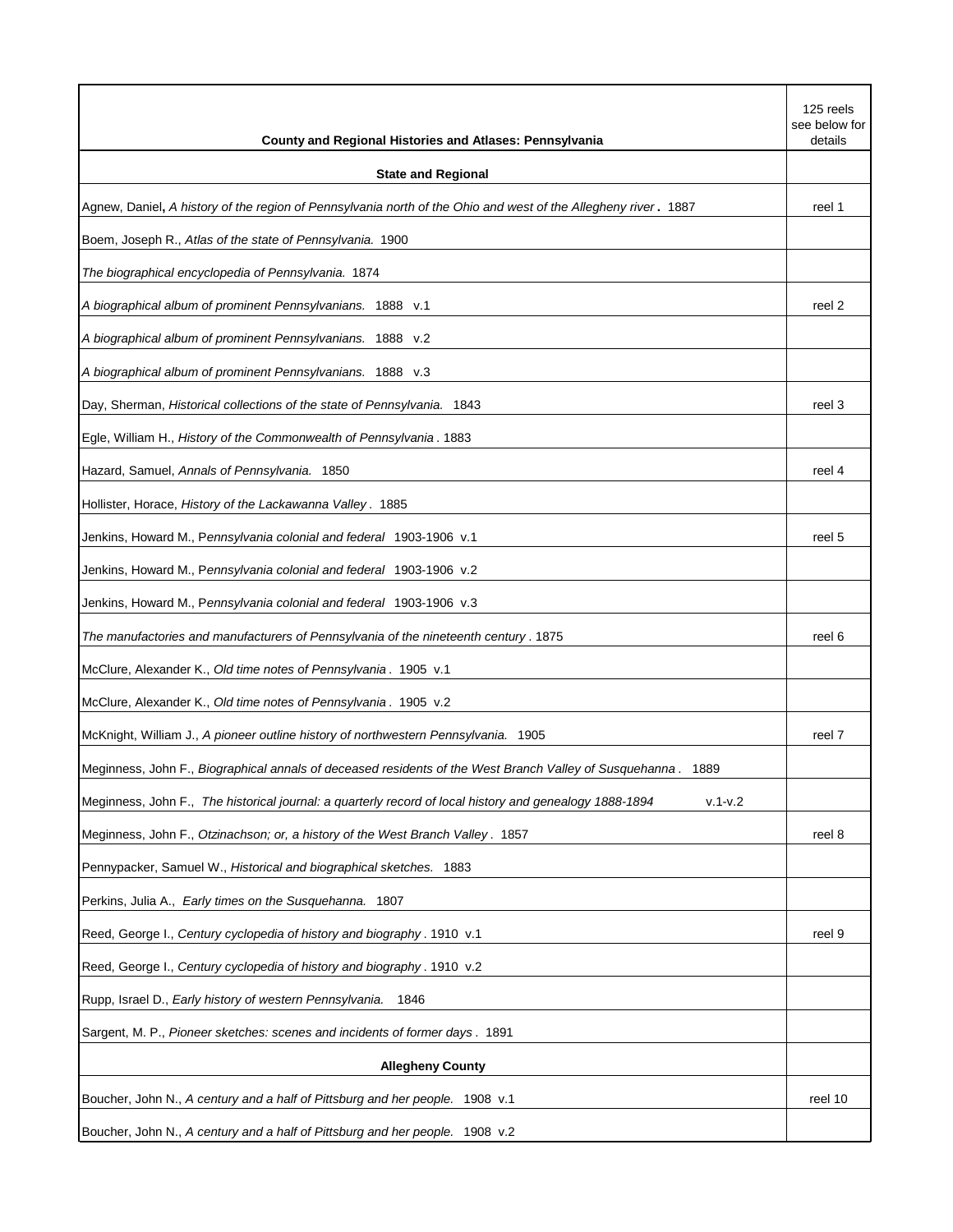| County and Regional Histories and Atlases: Pennsylvania | 125 reels see below for details |
|---|---|
| **State and Regional** | |
| Agnew, Daniel, *A history of the region of Pennsylvania north of the Ohio and west of the Allegheny river*. 1887 | reel 1 |
| Boem, Joseph R., *Atlas of the state of Pennsylvania.* 1900 | |
| *The biographical encyclopedia of Pennsylvania.* 1874 | |
| *A biographical album of prominent Pennsylvanians.* 1888 v.1 | reel 2 |
| *A biographical album of prominent Pennsylvanians.* 1888 v.2 | |
| *A biographical album of prominent Pennsylvanians.* 1888 v.3 | |
| Day, Sherman, *Historical collections of the state of Pennsylvania.* 1843 | reel 3 |
| Egle, William H., *History of the Commonwealth of Pennsylvania*. 1883 | |
| Hazard, Samuel, *Annals of Pennsylvania.* 1850 | reel 4 |
| Hollister, Horace, *History of the Lackawanna Valley*. 1885 | |
| Jenkins, Howard M., *Pennsylvania colonial and federal* 1903-1906 v.1 | reel 5 |
| Jenkins, Howard M., *Pennsylvania colonial and federal* 1903-1906 v.2 | |
| Jenkins, Howard M., *Pennsylvania colonial and federal* 1903-1906 v.3 | |
| *The manufactories and manufacturers of Pennsylvania of the nineteenth century*. 1875 | reel 6 |
| McClure, Alexander K., *Old time notes of Pennsylvania*. 1905 v.1 | |
| McClure, Alexander K., *Old time notes of Pennsylvania*. 1905 v.2 | |
| McKnight, William J., *A pioneer outline history of northwestern Pennsylvania.* 1905 | reel 7 |
| Meginness, John F., *Biographical annals of deceased residents of the West Branch Valley of Susquehanna*. 1889 | |
| Meginness, John F., *The historical journal: a quarterly record of local history and genealogy 1888-1894* v.1-v.2 | |
| Meginness, John F., *Otzinachson; or, a history of the West Branch Valley*. 1857 | reel 8 |
| Pennypacker, Samuel W., *Historical and biographical sketches.* 1883 | |
| Perkins, Julia A., *Early times on the Susquehanna.* 1807 | |
| Reed, George I., *Century cyclopedia of history and biography*. 1910 v.1 | reel 9 |
| Reed, George I., *Century cyclopedia of history and biography*. 1910 v.2 | |
| Rupp, Israel D., *Early history of western Pennsylvania.* 1846 | |
| Sargent, M. P., *Pioneer sketches: scenes and incidents of former days*. 1891 | |
| **Allegheny County** | |
| Boucher, John N., *A century and a half of Pittsburg and her people.* 1908 v.1 | reel 10 |
| Boucher, John N., *A century and a half of Pittsburg and her people.* 1908 v.2 | |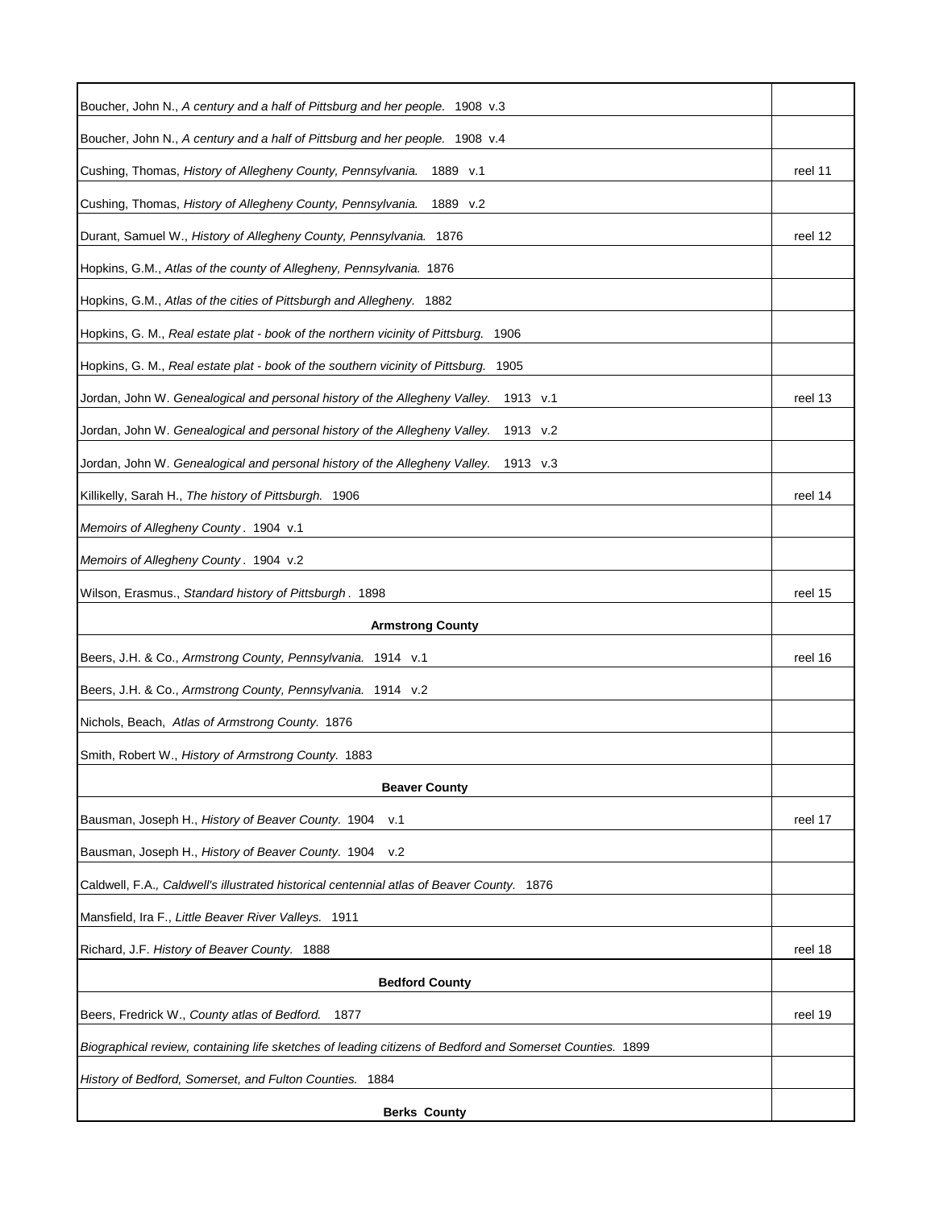| | |
|---|---|
| Boucher, John N., *A century and a half of Pittsburg and her people.* 1908 v.3 | |
| Boucher, John N., *A century and a half of Pittsburg and her people.* 1908 v.4 | |
| Cushing, Thomas, *History of Allegheny County, Pennsylvania.* 1889 v.1 | reel 11 |
| Cushing, Thomas, *History of Allegheny County, Pennsylvania.* 1889 v.2 | |
| Durant, Samuel W., *History of Allegheny County, Pennsylvania.* 1876 | reel 12 |
| Hopkins, G.M., *Atlas of the county of Allegheny, Pennsylvania.* 1876 | |
| Hopkins, G.M., *Atlas of the cities of Pittsburgh and Allegheny.* 1882 | |
| Hopkins, G. M., *Real estate plat - book of the northern vicinity of Pittsburg.* 1906 | |
| Hopkins, G. M., *Real estate plat - book of the southern vicinity of Pittsburg.* 1905 | |
| Jordan, John W. *Genealogical and personal history of the Allegheny Valley.* 1913 v.1 | reel 13 |
| Jordan, John W. *Genealogical and personal history of the Allegheny Valley.* 1913 v.2 | |
| Jordan, John W. *Genealogical and personal history of the Allegheny Valley.* 1913 v.3 | |
| Killikelly, Sarah H., *The history of Pittsburgh.* 1906 | reel 14 |
| *Memoirs of Allegheny County*. 1904 v.1 | |
| *Memoirs of Allegheny County*. 1904 v.2 | |
| Wilson, Erasmus., *Standard history of Pittsburgh*. 1898 | reel 15 |
| **Armstrong County** | |
| Beers, J.H. & Co., *Armstrong County, Pennsylvania.* 1914 v.1 | reel 16 |
| Beers, J.H. & Co., *Armstrong County, Pennsylvania.* 1914 v.2 | |
| Nichols, Beach, *Atlas of Armstrong County.* 1876 | |
| Smith, Robert W., *History of Armstrong County.* 1883 | |
| **Beaver County** | |
| Bausman, Joseph H., *History of Beaver County.* 1904 v.1 | reel 17 |
| Bausman, Joseph H., *History of Beaver County.* 1904 v.2 | |
| Caldwell, F.A., *Caldwell's illustrated historical centennial atlas of Beaver County.* 1876 | |
| Mansfield, Ira F., *Little Beaver River Valleys.* 1911 | |
| Richard, J.F. *History of Beaver County.* 1888 | reel 18 |
| **Bedford County** | |
| Beers, Fredrick W., *County atlas of Bedford.* 1877 | reel 19 |
| *Biographical review, containing life sketches of leading citizens of Bedford and Somerset Counties.* 1899 | |
| *History of Bedford, Somerset, and Fulton Counties.* 1884 | |
| **Berks County** | |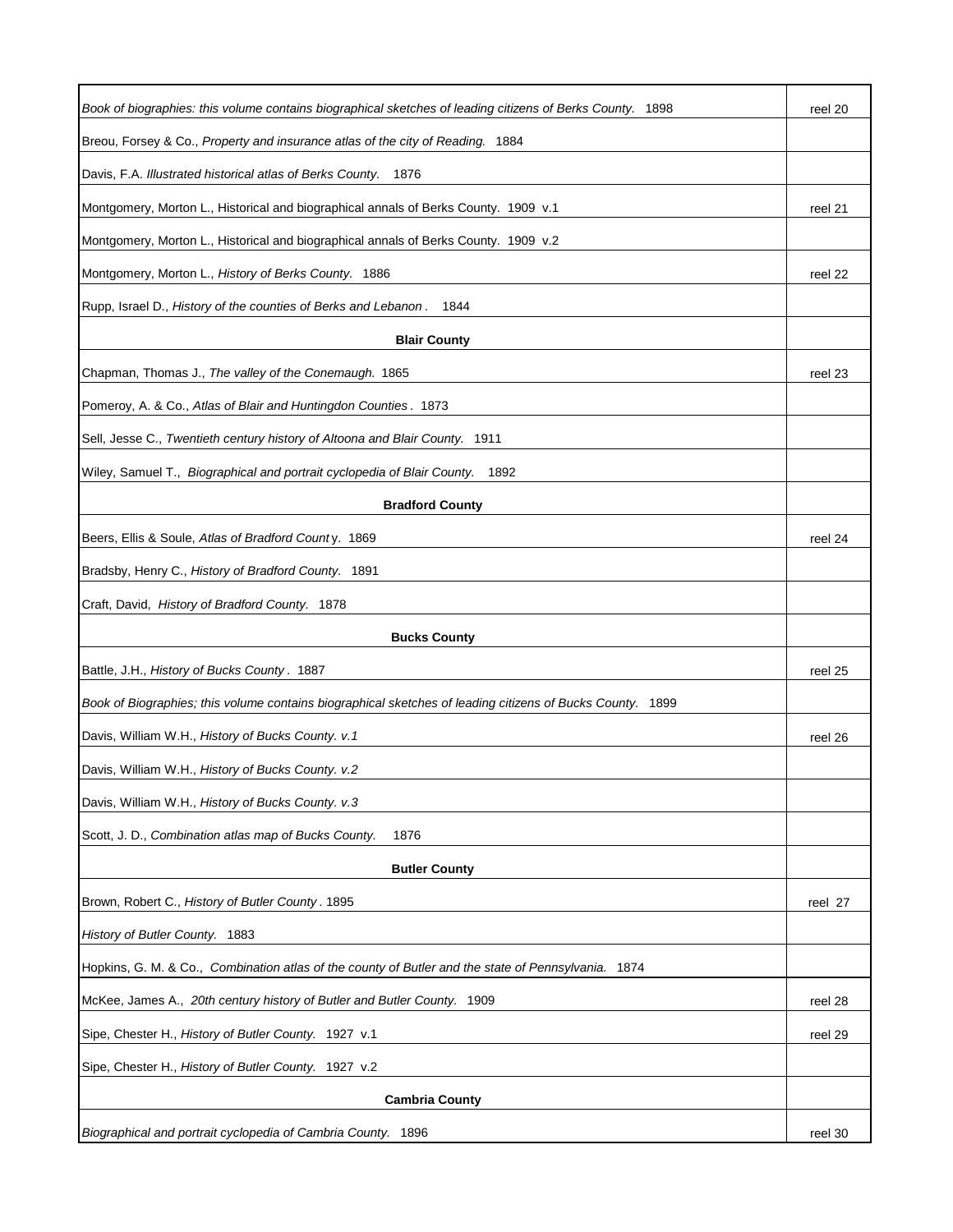| | |
|---|---|
| *Book of biographies: this volume contains biographical sketches of leading citizens of Berks County.* 1898 | reel 20 |
| Breou, Forsey & Co., *Property and insurance atlas of the city of Reading.* 1884 | |
| Davis, F.A. *Illustrated historical atlas of Berks County.* 1876 | |
| Montgomery, Morton L., Historical and biographical annals of Berks County. 1909 v.1 | reel 21 |
| Montgomery, Morton L., Historical and biographical annals of Berks County. 1909 v.2 | |
| Montgomery, Morton L., *History of Berks County.* 1886 | reel 22 |
| Rupp, Israel D., *History of the counties of Berks and Lebanon*. 1844 | |
| **Blair County** | |
| Chapman, Thomas J., *The valley of the Conemaugh.* 1865 | reel 23 |
| Pomeroy, A. & Co., *Atlas of Blair and Huntingdon Counties*. 1873 | |
| Sell, Jesse C., *Twentieth century history of Altoona and Blair County.* 1911 | |
| Wiley, Samuel T., *Biographical and portrait cyclopedia of Blair County.* 1892 | |
| **Bradford County** | |
| Beers, Ellis & Soule, *Atlas of Bradford County.* 1869 | reel 24 |
| Bradsby, Henry C., *History of Bradford County.* 1891 | |
| Craft, David, *History of Bradford County.* 1878 | |
| **Bucks County** | |
| Battle, J.H., *History of Bucks County*. 1887 | reel 25 |
| *Book of Biographies; this volume contains biographical sketches of leading citizens of Bucks County.* 1899 | |
| Davis, William W.H., *History of Bucks County. v.1* | reel 26 |
| Davis, William W.H., *History of Bucks County. v.2* | |
| Davis, William W.H., *History of Bucks County. v.3* | |
| Scott, J. D., *Combination atlas map of Bucks County.* 1876 | |
| **Butler County** | |
| Brown, Robert C., *History of Butler County*. 1895 | reel 27 |
| *History of Butler County.* 1883 | |
| Hopkins, G. M. & Co., *Combination atlas of the county of Butler and the state of Pennsylvania.* 1874 | |
| McKee, James A., *20th century history of Butler and Butler County.* 1909 | reel 28 |
| Sipe, Chester H., *History of Butler County.* 1927 v.1 | reel 29 |
| Sipe, Chester H., *History of Butler County.* 1927 v.2 | |
| **Cambria County** | |
| *Biographical and portrait cyclopedia of Cambria County.* 1896 | reel 30 |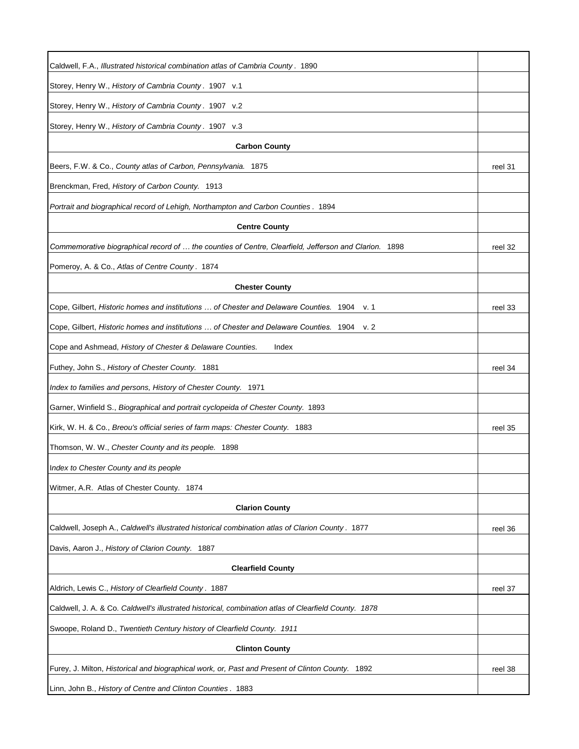| | |
|---|---|
| Caldwell, F.A., *Illustrated historical combination atlas of Cambria County*. 1890 | |
| Storey, Henry W., *History of Cambria County*. 1907 v.1 | |
| Storey, Henry W., *History of Cambria County*. 1907 v.2 | |
| Storey, Henry W., *History of Cambria County*. 1907 v.3 | |
| **Carbon County** | |
| Beers, F.W. & Co., *County atlas of Carbon, Pennsylvania.* 1875 | reel 31 |
| Brenckman, Fred, *History of Carbon County.* 1913 | |
| *Portrait and biographical record of Lehigh, Northampton and Carbon Counties*. 1894 | |
| **Centre County** | |
| *Commemorative biographical record of … the counties of Centre, Clearfield, Jefferson and Clarion.* 1898 | reel 32 |
| Pomeroy, A. & Co., *Atlas of Centre County*. 1874 | |
| **Chester County** | |
| Cope, Gilbert, *Historic homes and institutions … of Chester and Delaware Counties.* 1904 v. 1 | reel 33 |
| Cope, Gilbert, *Historic homes and institutions … of Chester and Delaware Counties.* 1904 v. 2 | |
| Cope and Ashmead, *History of Chester & Delaware Counties.* Index | |
| Futhey, John S., *History of Chester County.* 1881 | reel 34 |
| *Index to families and persons, History of Chester County.* 1971 | |
| Garner, Winfield S., *Biographical and portrait cyclopeida of Chester County.* 1893 | |
| Kirk, W. H. & Co., *Breou's official series of farm maps: Chester County.* 1883 | reel 35 |
| Thomson, W. W., *Chester County and its people.* 1898 | |
| *Index to Chester County and its people* | |
| Witmer, A.R. Atlas of Chester County. 1874 | |
| **Clarion County** | |
| Caldwell, Joseph A., *Caldwell's illustrated historical combination atlas of Clarion County*. 1877 | reel 36 |
| Davis, Aaron J., *History of Clarion County.* 1887 | |
| **Clearfield County** | |
| Aldrich, Lewis C., *History of Clearfield County*. 1887 | reel 37 |
| Caldwell, J. A. & Co. *Caldwell's illustrated historical, combination atlas of Clearfield County. 1878* | |
| Swoope, Roland D., *Twentieth Century history of Clearfield County. 1911* | |
| **Clinton County** | |
| Furey, J. Milton, *Historical and biographical work, or, Past and Present of Clinton County.* 1892 | reel 38 |
| Linn, John B., *History of Centre and Clinton Counties*. 1883 | |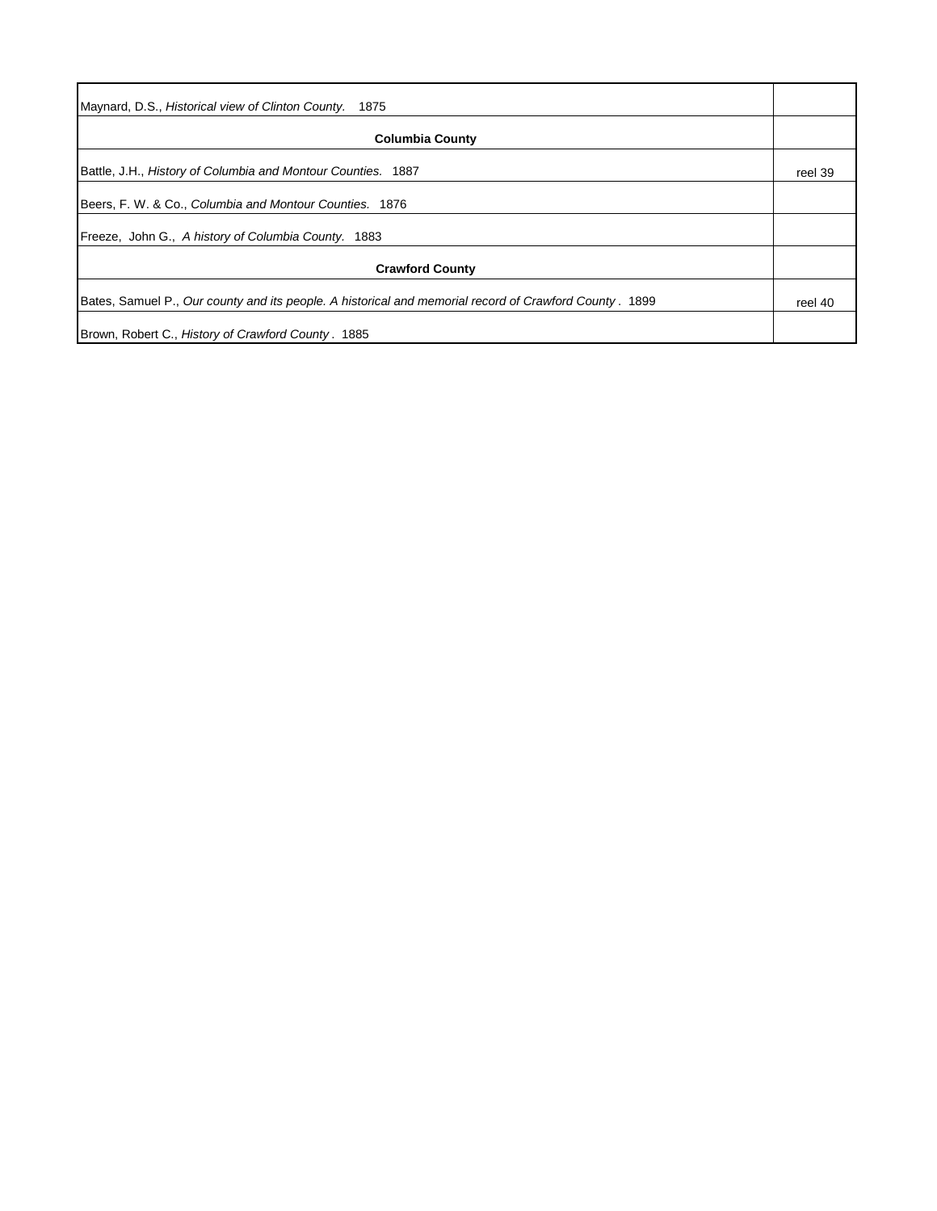| | |
|---|---|
| Maynard, D.S., *Historical view of Clinton County.* 1875 | |
| **Columbia County** | |
| Battle, J.H., *History of Columbia and Montour Counties.* 1887 | reel 39 |
| Beers, F. W. & Co., *Columbia and Montour Counties.* 1876 | |
| Freeze, John G., *A history of Columbia County.* 1883 | |
| **Crawford County** | |
| Bates, Samuel P., *Our county and its people. A historical and memorial record of Crawford County* . 1899 | reel 40 |
| Brown, Robert C., *History of Crawford County* . 1885 | |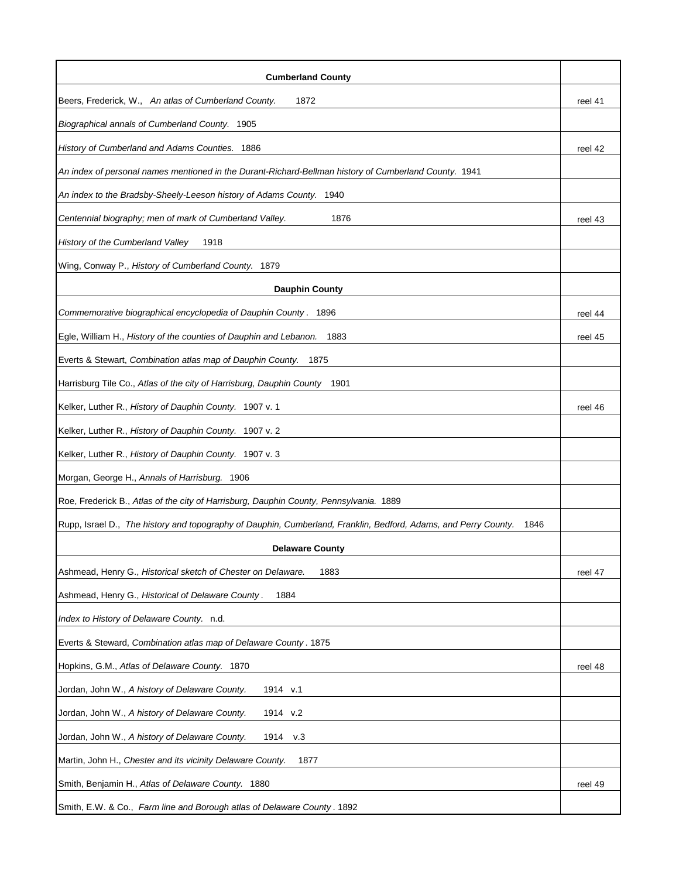| **Cumberland County** | |
|---|---|
| Beers, Frederick, W., *An atlas of Cumberland County.* 1872 | reel 41 |
| *Biographical annals of Cumberland County.* 1905 | |
| *History of Cumberland and Adams Counties.* 1886 | reel 42 |
| *An index of personal names mentioned in the Durant-Richard-Bellman history of Cumberland County.* 1941 | |
| *An index to the Bradsby-Sheely-Leeson history of Adams County.* 1940 | |
| *Centennial biography; men of mark of Cumberland Valley.* 1876 | reel 43 |
| *History of the Cumberland Valley* 1918 | |
| Wing, Conway P., *History of Cumberland County.* 1879 | |
| **Dauphin County** | |
| *Commemorative biographical encyclopedia of Dauphin County .* 1896 | reel 44 |
| Egle, William H., *History of the counties of Dauphin and Lebanon.* 1883 | reel 45 |
| Everts & Stewart, *Combination atlas map of Dauphin County.* 1875 | |
| Harrisburg Tile Co., *Atlas of the city of Harrisburg, Dauphin County* 1901 | |
| Kelker, Luther R., *History of Dauphin County.* 1907 v. 1 | reel 46 |
| Kelker, Luther R., *History of Dauphin County.* 1907 v. 2 | |
| Kelker, Luther R., *History of Dauphin County.* 1907 v. 3 | |
| Morgan, George H., *Annals of Harrisburg.* 1906 | |
| Roe, Frederick B., *Atlas of the city of Harrisburg, Dauphin County, Pennsylvania.* 1889 | |
| Rupp, Israel D., *The history and topography of Dauphin, Cumberland, Franklin, Bedford, Adams, and Perry County.* 1846 | |
| **Delaware County** | |
| Ashmead, Henry G., *Historical sketch of Chester on Delaware.* 1883 | reel 47 |
| Ashmead, Henry G., *Historical of Delaware County .* 1884 | |
| *Index to History of Delaware County.* n.d. | |
| Everts & Steward, *Combination atlas map of Delaware County .* 1875 | |
| Hopkins, G.M., *Atlas of Delaware County.* 1870 | reel 48 |
| Jordan, John W., *A history of Delaware County.* 1914 v.1 | |
| Jordan, John W., *A history of Delaware County.* 1914 v.2 | |
| Jordan, John W., *A history of Delaware County.* 1914 v.3 | |
| Martin, John H., *Chester and its vicinity Delaware County.* 1877 | |
| Smith, Benjamin H., *Atlas of Delaware County.* 1880 | reel 49 |
| Smith, E.W. & Co., *Farm line and Borough atlas of Delaware County .* 1892 | |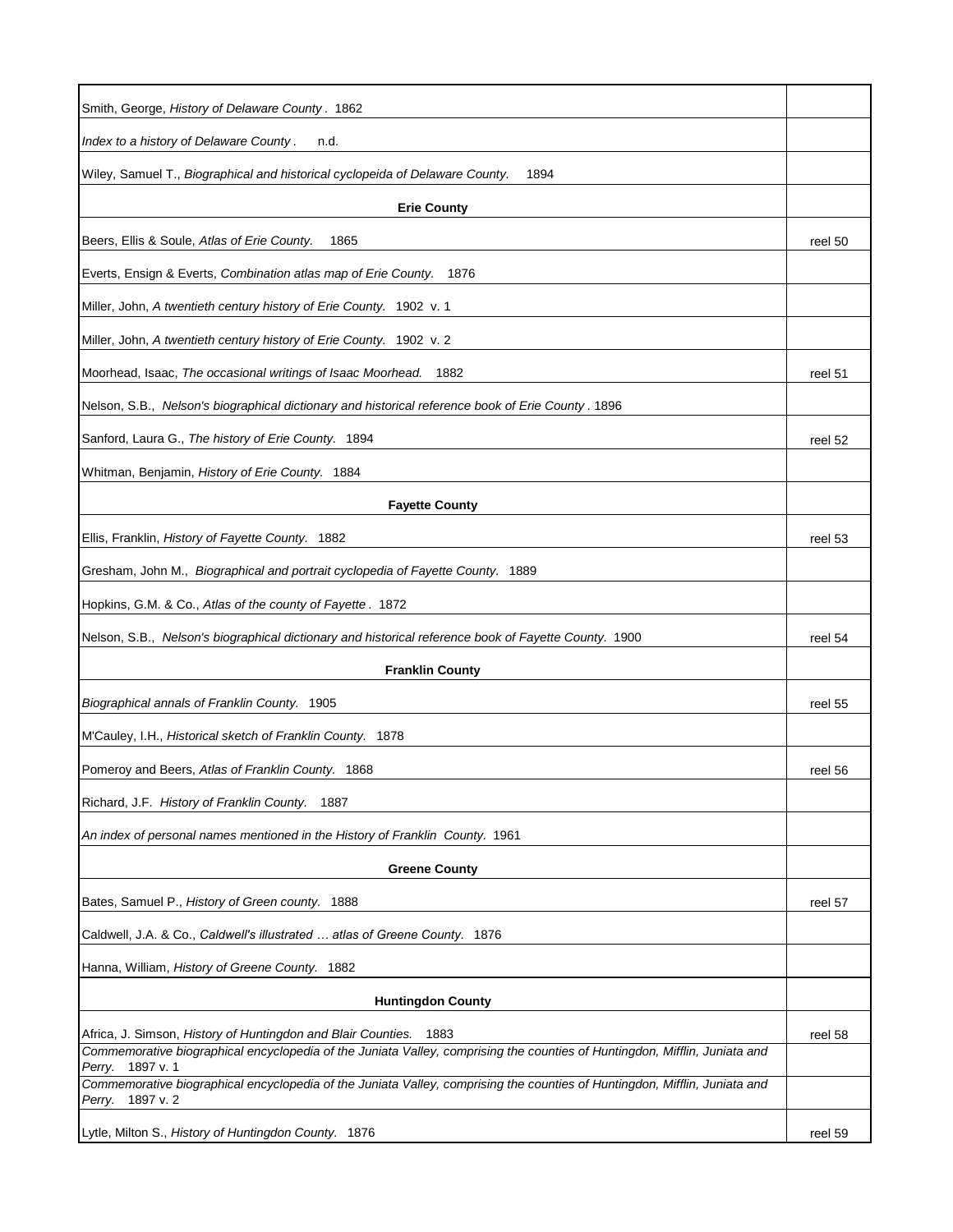| | |
|---|---|
| Smith, George, *History of Delaware County*. 1862 | |
| *Index to a history of Delaware County*. n.d. | |
| Wiley, Samuel T., *Biographical and historical cyclopeida of Delaware County.* 1894 | |
| **Erie County** | |
| Beers, Ellis & Soule, *Atlas of Erie County.* 1865 | reel 50 |
| Everts, Ensign & Everts, *Combination atlas map of Erie County.* 1876 | |
| Miller, John, *A twentieth century history of Erie County.* 1902 v. 1 | |
| Miller, John, *A twentieth century history of Erie County.* 1902 v. 2 | |
| Moorhead, Isaac, *The occasional writings of Isaac Moorhead.* 1882 | reel 51 |
| Nelson, S.B., *Nelson's biographical dictionary and historical reference book of Erie County*. 1896 | |
| Sanford, Laura G., *The history of Erie County.* 1894 | reel 52 |
| Whitman, Benjamin, *History of Erie County.* 1884 | |
| **Fayette County** | |
| Ellis, Franklin, *History of Fayette County.* 1882 | reel 53 |
| Gresham, John M., *Biographical and portrait cyclopedia of Fayette County.* 1889 | |
| Hopkins, G.M. & Co., *Atlas of the county of Fayette*. 1872 | |
| Nelson, S.B., *Nelson's biographical dictionary and historical reference book of Fayette County.* 1900 | reel 54 |
| **Franklin County** | |
| *Biographical annals of Franklin County.* 1905 | reel 55 |
| M'Cauley, I.H., *Historical sketch of Franklin County.* 1878 | |
| Pomeroy and Beers, *Atlas of Franklin County.* 1868 | reel 56 |
| Richard, J.F. *History of Franklin County.* 1887 | |
| *An index of personal names mentioned in the History of Franklin County.* 1961 | |
| **Greene County** | |
| Bates, Samuel P., *History of Green county.* 1888 | reel 57 |
| Caldwell, J.A. & Co., *Caldwell's illustrated … atlas of Greene County.* 1876 | |
| Hanna, William, *History of Greene County.* 1882 | |
| **Huntingdon County** | |
| Africa, J. Simson, *History of Huntingdon and Blair Counties.* 1883 | reel 58 |
| *Commemorative biographical encyclopedia of the Juniata Valley, comprising the counties of Huntingdon, Mifflin, Juniata and Perry.* 1897 v. 1 | |
| *Commemorative biographical encyclopedia of the Juniata Valley, comprising the counties of Huntingdon, Mifflin, Juniata and Perry.* 1897 v. 2 | |
| Lytle, Milton S., *History of Huntingdon County.* 1876 | reel 59 |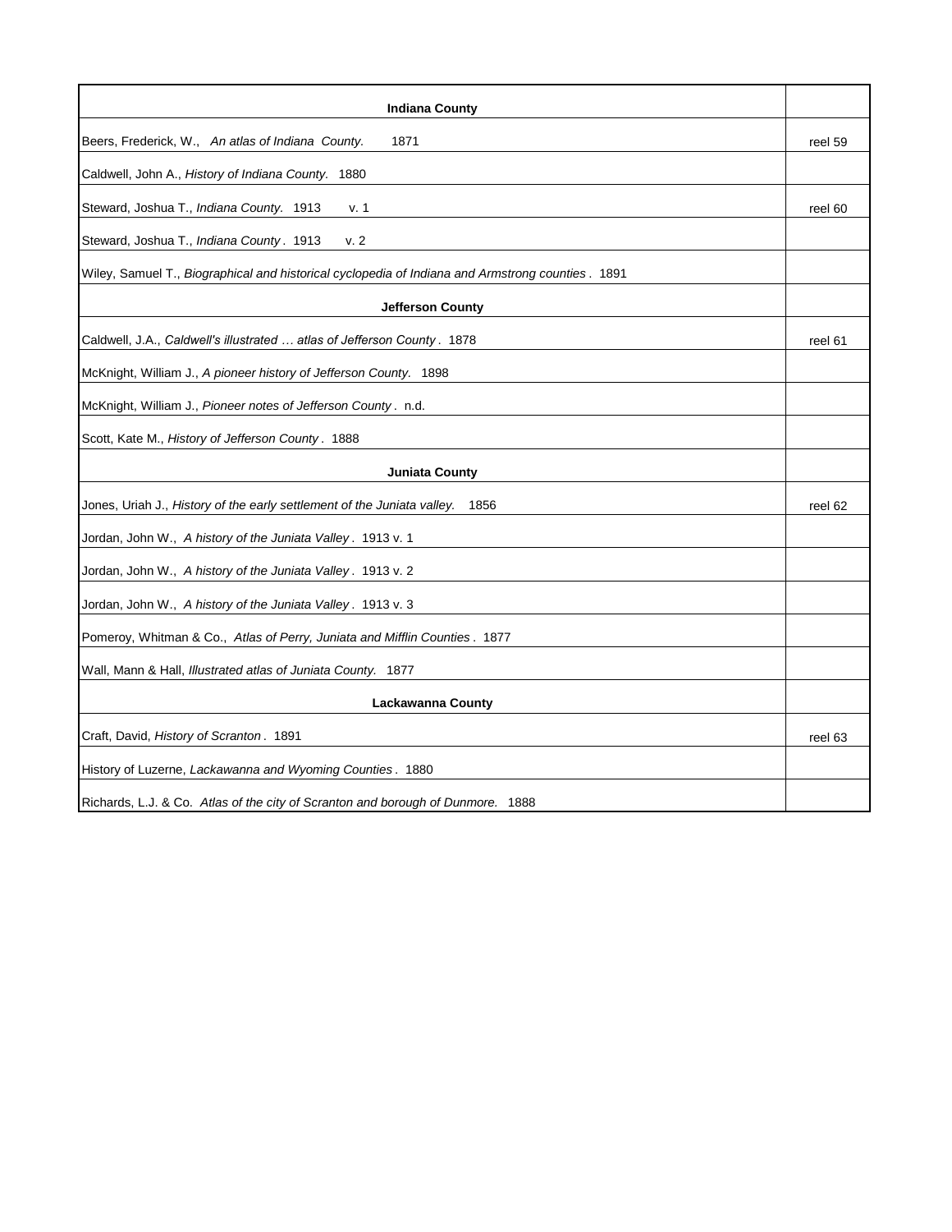| **Indiana County** | |
|---|---|
| Beers, Frederick, W., *An atlas of Indiana County.* 1871 | reel 59 |
| Caldwell, John A., *History of Indiana County.* 1880 | |
| Steward, Joshua T., *Indiana County.* 1913 v. 1 | reel 60 |
| Steward, Joshua T., *Indiana County*. 1913 v. 2 | |
| Wiley, Samuel T., *Biographical and historical cyclopedia of Indiana and Armstrong counties*. 1891 | |
| **Jefferson County** | |
| Caldwell, J.A., *Caldwell's illustrated … atlas of Jefferson County*. 1878 | reel 61 |
| McKnight, William J., *A pioneer history of Jefferson County.* 1898 | |
| McKnight, William J., *Pioneer notes of Jefferson County*. n.d. | |
| Scott, Kate M., *History of Jefferson County*. 1888 | |
| **Juniata County** | |
| Jones, Uriah J., *History of the early settlement of the Juniata valley.* 1856 | reel 62 |
| Jordan, John W., *A history of the Juniata Valley*. 1913 v. 1 | |
| Jordan, John W., *A history of the Juniata Valley*. 1913 v. 2 | |
| Jordan, John W., *A history of the Juniata Valley*. 1913 v. 3 | |
| Pomeroy, Whitman & Co., *Atlas of Perry, Juniata and Mifflin Counties*. 1877 | |
| Wall, Mann & Hall, *Illustrated atlas of Juniata County.* 1877 | |
| **Lackawanna County** | |
| Craft, David, *History of Scranton*. 1891 | reel 63 |
| History of Luzerne, *Lackawanna and Wyoming Counties*. 1880 | |
| Richards, L.J. & Co. *Atlas of the city of Scranton and borough of Dunmore.* 1888 | |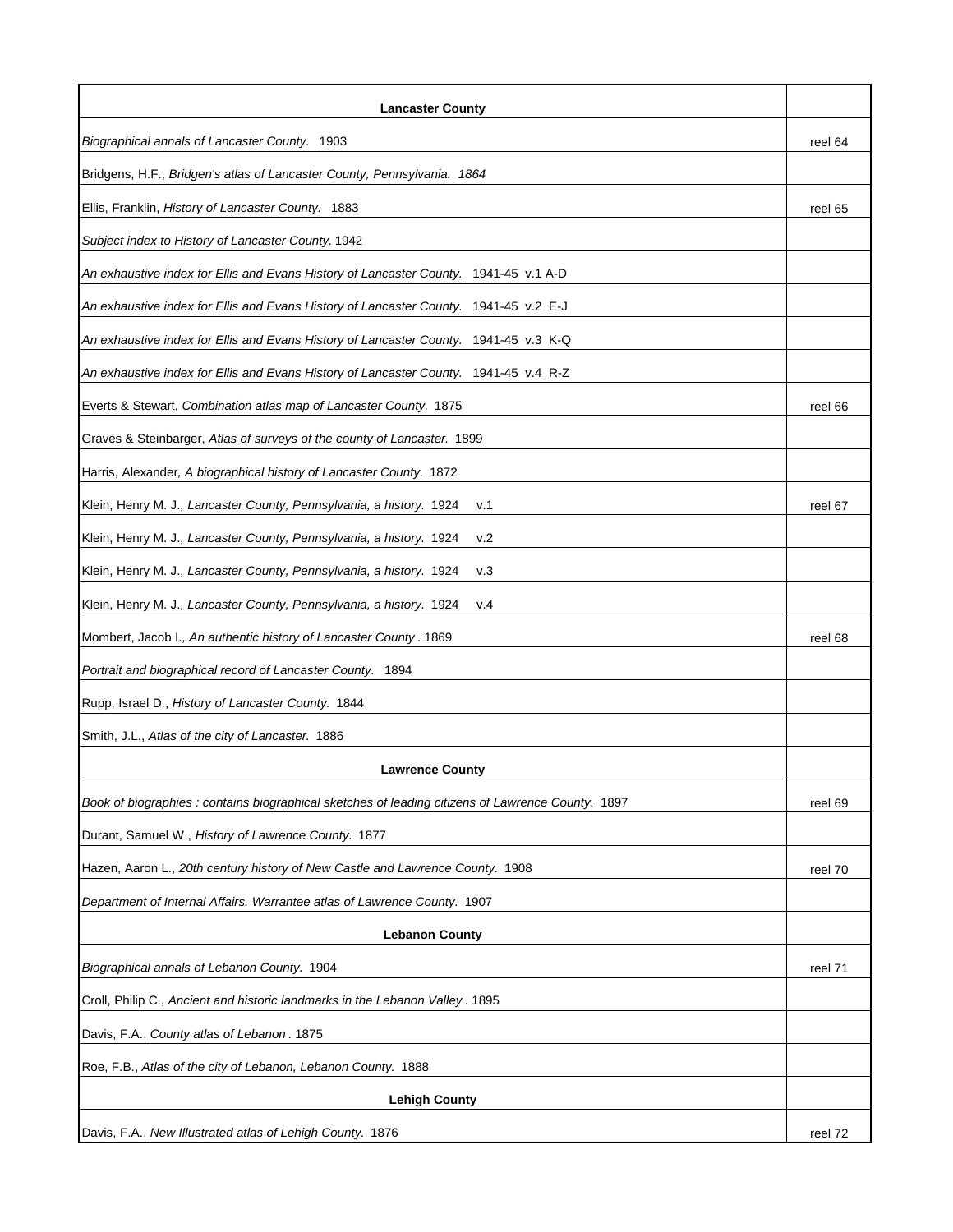| Lancaster County | |
|---|---|
| *Biographical annals of Lancaster County.* 1903 | reel 64 |
| Bridgens, H.F., *Bridgen's atlas of Lancaster County, Pennsylvania. 1864* | |
| Ellis, Franklin, *History of Lancaster County.* 1883 | reel 65 |
| *Subject index to History of Lancaster County.* 1942 | |
| *An exhaustive index for Ellis and Evans History of Lancaster County.* 1941-45 v.1 A-D | |
| *An exhaustive index for Ellis and Evans History of Lancaster County.* 1941-45 v.2 E-J | |
| *An exhaustive index for Ellis and Evans History of Lancaster County.* 1941-45 v.3 K-Q | |
| *An exhaustive index for Ellis and Evans History of Lancaster County.* 1941-45 v.4 R-Z | |
| Everts & Stewart, *Combination atlas map of Lancaster County.* 1875 | reel 66 |
| Graves & Steinbarger, *Atlas of surveys of the county of Lancaster.* 1899 | |
| Harris, Alexander, *A biographical history of Lancaster County.* 1872 | |
| Klein, Henry M. J., *Lancaster County, Pennsylvania, a history.* 1924 v.1 | reel 67 |
| Klein, Henry M. J., *Lancaster County, Pennsylvania, a history.* 1924 v.2 | |
| Klein, Henry M. J., *Lancaster County, Pennsylvania, a history.* 1924 v.3 | |
| Klein, Henry M. J., *Lancaster County, Pennsylvania, a history.* 1924 v.4 | |
| Mombert, Jacob I., *An authentic history of Lancaster County* . 1869 | reel 68 |
| *Portrait and biographical record of Lancaster County.* 1894 | |
| Rupp, Israel D., *History of Lancaster County.* 1844 | |
| Smith, J.L., *Atlas of the city of Lancaster.* 1886 | |
| **Lawrence County** | |
| *Book of biographies : contains biographical sketches of leading citizens of Lawrence County.* 1897 | reel 69 |
| Durant, Samuel W., *History of Lawrence County.* 1877 | |
| Hazen, Aaron L., *20th century history of New Castle and Lawrence County.* 1908 | reel 70 |
| *Department of Internal Affairs. Warrantee atlas of Lawrence County.* 1907 | |
| **Lebanon County** | |
| *Biographical annals of Lebanon County.* 1904 | reel 71 |
| Croll, Philip C., *Ancient and historic landmarks in the Lebanon Valley* . 1895 | |
| Davis, F.A., *County atlas of Lebanon* . 1875 | |
| Roe, F.B., *Atlas of the city of Lebanon, Lebanon County.* 1888 | |
| **Lehigh County** | |
| Davis, F.A., *New Illustrated atlas of Lehigh County.* 1876 | reel 72 |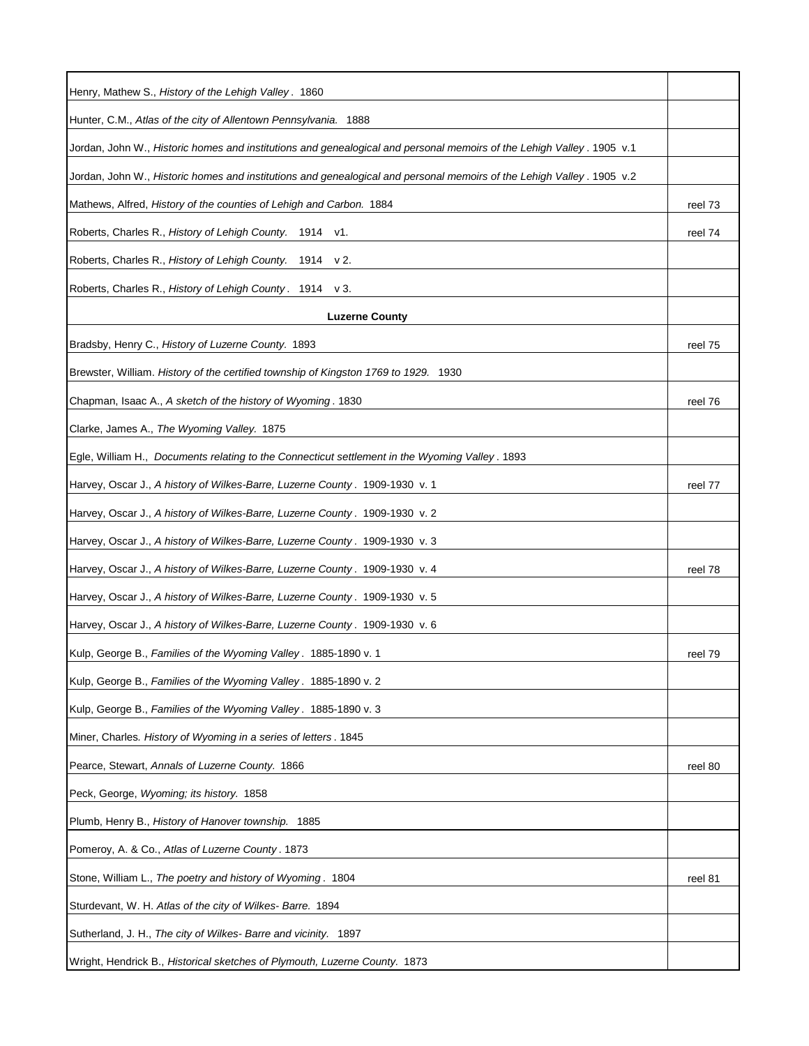| | |
|---|---|
| Henry, Mathew S., *History of the Lehigh Valley* . 1860 | |
| Hunter, C.M., *Atlas of the city of Allentown Pennsylvania.* 1888 | |
| Jordan, John W., *Historic homes and institutions and genealogical and personal memoirs of the Lehigh Valley* . 1905 v.1 | |
| Jordan, John W., *Historic homes and institutions and genealogical and personal memoirs of the Lehigh Valley* . 1905 v.2 | |
| Mathews, Alfred, *History of the counties of Lehigh and Carbon.* 1884 | reel 73 |
| Roberts, Charles R., *History of Lehigh County.* 1914 v1. | reel 74 |
| Roberts, Charles R., *History of Lehigh County.* 1914 v 2. | |
| Roberts, Charles R., *History of Lehigh County* . 1914 v 3. | |
| **Luzerne County** | |
| Bradsby, Henry C., *History of Luzerne County.* 1893 | reel 75 |
| Brewster, William. *History of the certified township of Kingston 1769 to 1929.* 1930 | |
| Chapman, Isaac A., *A sketch of the history of Wyoming* . 1830 | reel 76 |
| Clarke, James A., *The Wyoming Valley.* 1875 | |
| Egle, William H., *Documents relating to the Connecticut settlement in the Wyoming Valley* . 1893 | |
| Harvey, Oscar J., *A history of Wilkes-Barre, Luzerne County* . 1909-1930 v. 1 | reel 77 |
| Harvey, Oscar J., *A history of Wilkes-Barre, Luzerne County* . 1909-1930 v. 2 | |
| Harvey, Oscar J., *A history of Wilkes-Barre, Luzerne County* . 1909-1930 v. 3 | |
| Harvey, Oscar J., *A history of Wilkes-Barre, Luzerne County* . 1909-1930 v. 4 | reel 78 |
| Harvey, Oscar J., *A history of Wilkes-Barre, Luzerne County* . 1909-1930 v. 5 | |
| Harvey, Oscar J., *A history of Wilkes-Barre, Luzerne County* . 1909-1930 v. 6 | |
| Kulp, George B., *Families of the Wyoming Valley* . 1885-1890 v. 1 | reel 79 |
| Kulp, George B., *Families of the Wyoming Valley* . 1885-1890 v. 2 | |
| Kulp, George B., *Families of the Wyoming Valley* . 1885-1890 v. 3 | |
| Miner, Charles. *History of Wyoming in a series of letters* . 1845 | |
| Pearce, Stewart, *Annals of Luzerne County.* 1866 | reel 80 |
| Peck, George, *Wyoming; its history.* 1858 | |
| Plumb, Henry B., *History of Hanover township.* 1885 | |
| Pomeroy, A. & Co., *Atlas of Luzerne County* . 1873 | |
| Stone, William L., *The poetry and history of Wyoming* . 1804 | reel 81 |
| Sturdevant, W. H. *Atlas of the city of Wilkes- Barre.* 1894 | |
| Sutherland, J. H., *The city of Wilkes- Barre and vicinity.* 1897 | |
| Wright, Hendrick B., *Historical sketches of Plymouth, Luzerne County.* 1873 | |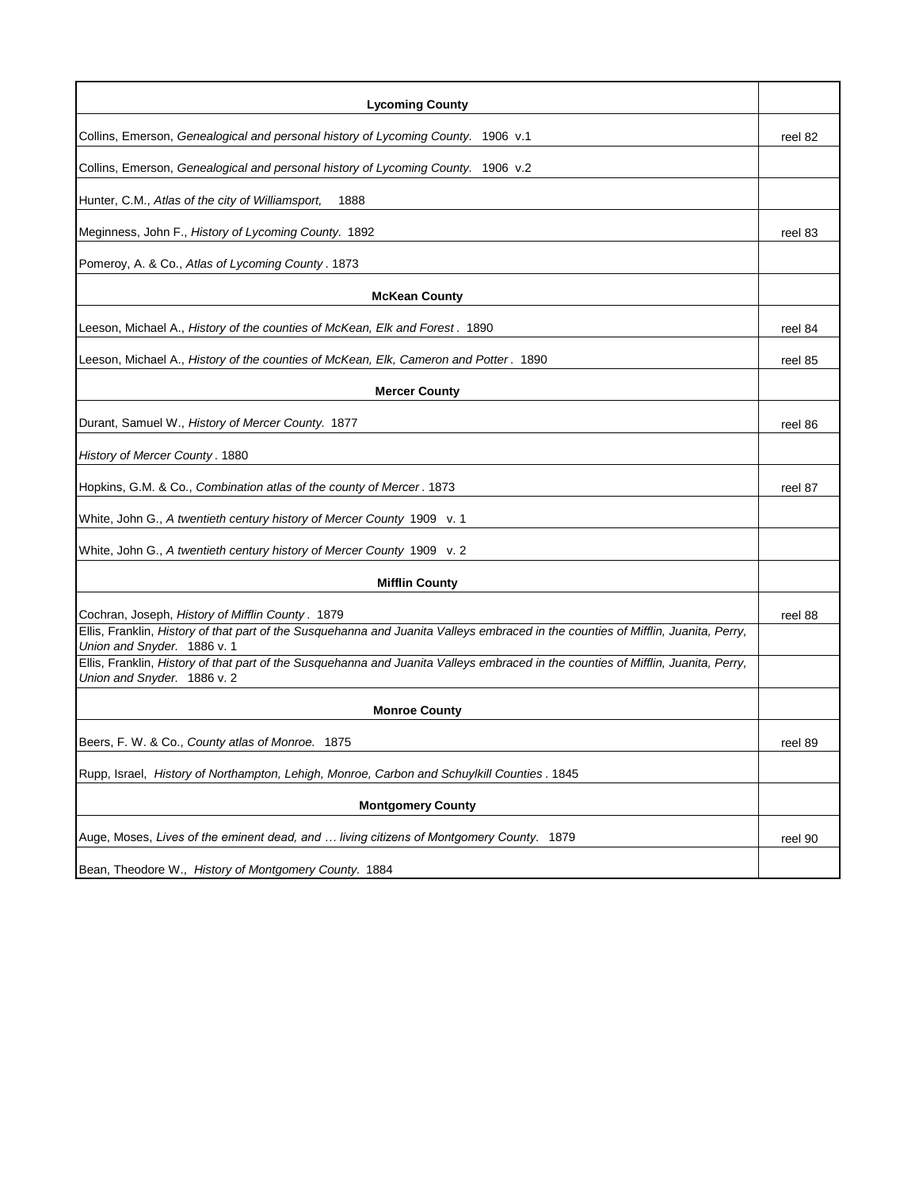| Lycoming County | |
|---|---|
| Collins, Emerson, *Genealogical and personal history of Lycoming County.* 1906 v.1 | reel 82 |
| Collins, Emerson, *Genealogical and personal history of Lycoming County.* 1906 v.2 | |
| Hunter, C.M., *Atlas of the city of Williamsport,* 1888 | |
| Meginness, John F., *History of Lycoming County.* 1892 | reel 83 |
| Pomeroy, A. & Co., *Atlas of Lycoming County* . 1873 | |
| **McKean County** | |
| Leeson, Michael A., *History of the counties of McKean, Elk and Forest* . 1890 | reel 84 |
| Leeson, Michael A., *History of the counties of McKean, Elk, Cameron and Potter* . 1890 | reel 85 |
| **Mercer County** | |
| Durant, Samuel W., *History of Mercer County.* 1877 | reel 86 |
| *History of Mercer County* . 1880 | |
| Hopkins, G.M. & Co., *Combination atlas of the county of Mercer* . 1873 | reel 87 |
| White, John G., *A twentieth century history of Mercer County* 1909 v. 1 | |
| White, John G., *A twentieth century history of Mercer County* 1909 v. 2 | |
| **Mifflin County** | |
| Cochran, Joseph, *History of Mifflin County* . 1879 | reel 88 |
| Ellis, Franklin, *History of that part of the Susquehanna and Juanita Valleys embraced in the counties of Mifflin, Juanita, Perry, Union and Snyder.* 1886 v. 1 | |
| Ellis, Franklin, *History of that part of the Susquehanna and Juanita Valleys embraced in the counties of Mifflin, Juanita, Perry, Union and Snyder.* 1886 v. 2 | |
| **Monroe County** | |
| Beers, F. W. & Co., *County atlas of Monroe.* 1875 | reel 89 |
| Rupp, Israel, *History of Northampton, Lehigh, Monroe, Carbon and Schuylkill Counties* . 1845 | |
| **Montgomery County** | |
| Auge, Moses, *Lives of the eminent dead, and … living citizens of Montgomery County.* 1879 | reel 90 |
| Bean, Theodore W., *History of Montgomery County.* 1884 | |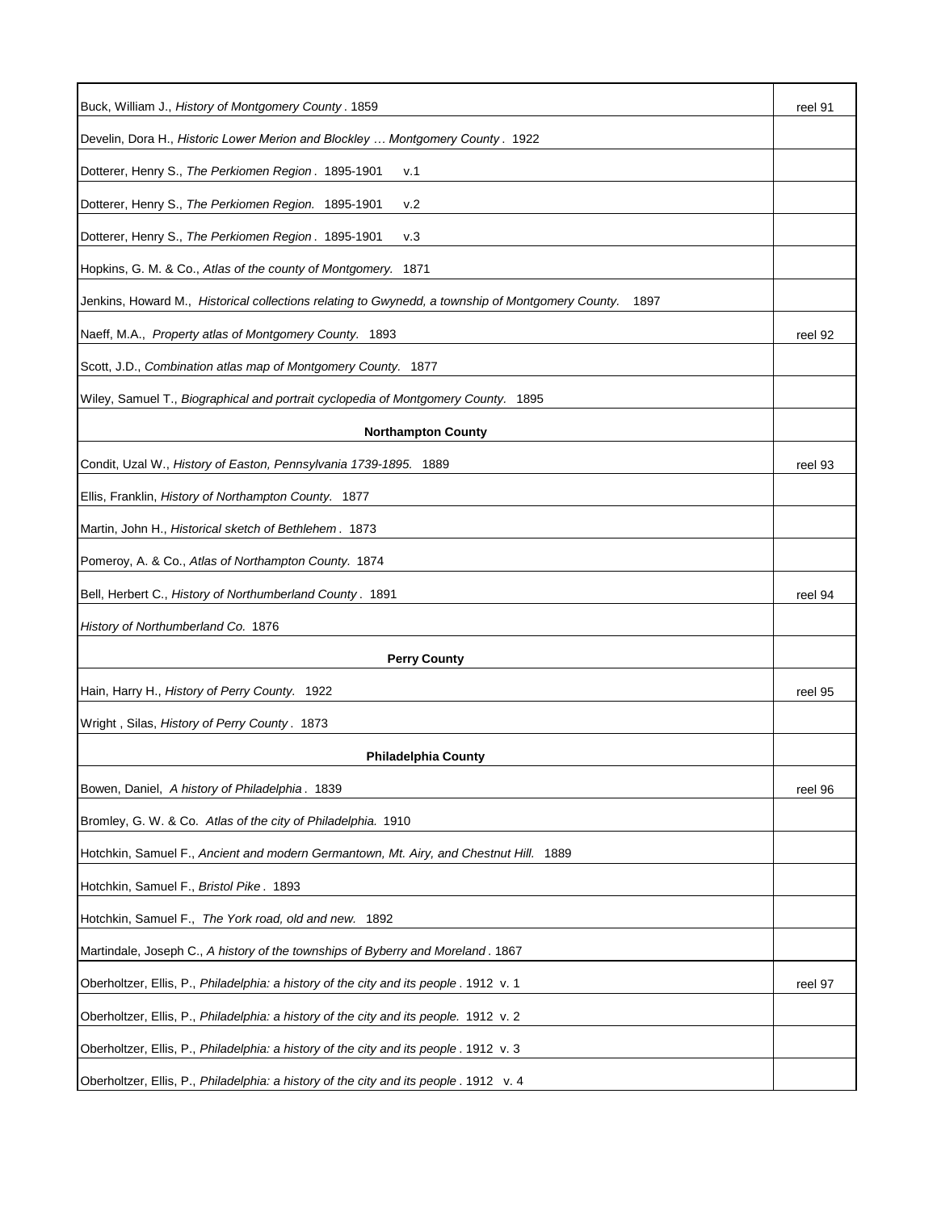| | |
|---|---|
| Buck, William J., *History of Montgomery County*. 1859 | reel 91 |
| Develin, Dora H., *Historic Lower Merion and Blockley … Montgomery County*. 1922 | |
| Dotterer, Henry S., *The Perkiomen Region*. 1895-1901 v.1 | |
| Dotterer, Henry S., *The Perkiomen Region.* 1895-1901 v.2 | |
| Dotterer, Henry S., *The Perkiomen Region*. 1895-1901 v.3 | |
| Hopkins, G. M. & Co., *Atlas of the county of Montgomery.* 1871 | |
| Jenkins, Howard M., *Historical collections relating to Gwynedd, a township of Montgomery County.* 1897 | |
| Naeff, M.A., *Property atlas of Montgomery County.* 1893 | reel 92 |
| Scott, J.D., *Combination atlas map of Montgomery County.* 1877 | |
| Wiley, Samuel T., *Biographical and portrait cyclopedia of Montgomery County.* 1895 | |
| **Northampton County** | |
| Condit, Uzal W., *History of Easton, Pennsylvania 1739-1895.* 1889 | reel 93 |
| Ellis, Franklin, *History of Northampton County.* 1877 | |
| Martin, John H., *Historical sketch of Bethlehem*. 1873 | |
| Pomeroy, A. & Co., *Atlas of Northampton County.* 1874 | |
| Bell, Herbert C., *History of Northumberland County*. 1891 | reel 94 |
| *History of Northumberland Co.* 1876 | |
| **Perry County** | |
| Hain, Harry H., *History of Perry County.* 1922 | reel 95 |
| Wright , Silas, *History of Perry County*. 1873 | |
| **Philadelphia County** | |
| Bowen, Daniel, *A history of Philadelphia*. 1839 | reel 96 |
| Bromley, G. W. & Co. *Atlas of the city of Philadelphia.* 1910 | |
| Hotchkin, Samuel F., *Ancient and modern Germantown, Mt. Airy, and Chestnut Hill.* 1889 | |
| Hotchkin, Samuel F., *Bristol Pike*. 1893 | |
| Hotchkin, Samuel F., *The York road, old and new.* 1892 | |
| Martindale, Joseph C., *A history of the townships of Byberry and Moreland*. 1867 | |
| Oberholtzer, Ellis, P., *Philadelphia: a history of the city and its people*. 1912 v. 1 | reel 97 |
| Oberholtzer, Ellis, P., *Philadelphia: a history of the city and its people.* 1912 v. 2 | |
| Oberholtzer, Ellis, P., *Philadelphia: a history of the city and its people*. 1912 v. 3 | |
| Oberholtzer, Ellis, P., *Philadelphia: a history of the city and its people*. 1912 v. 4 | |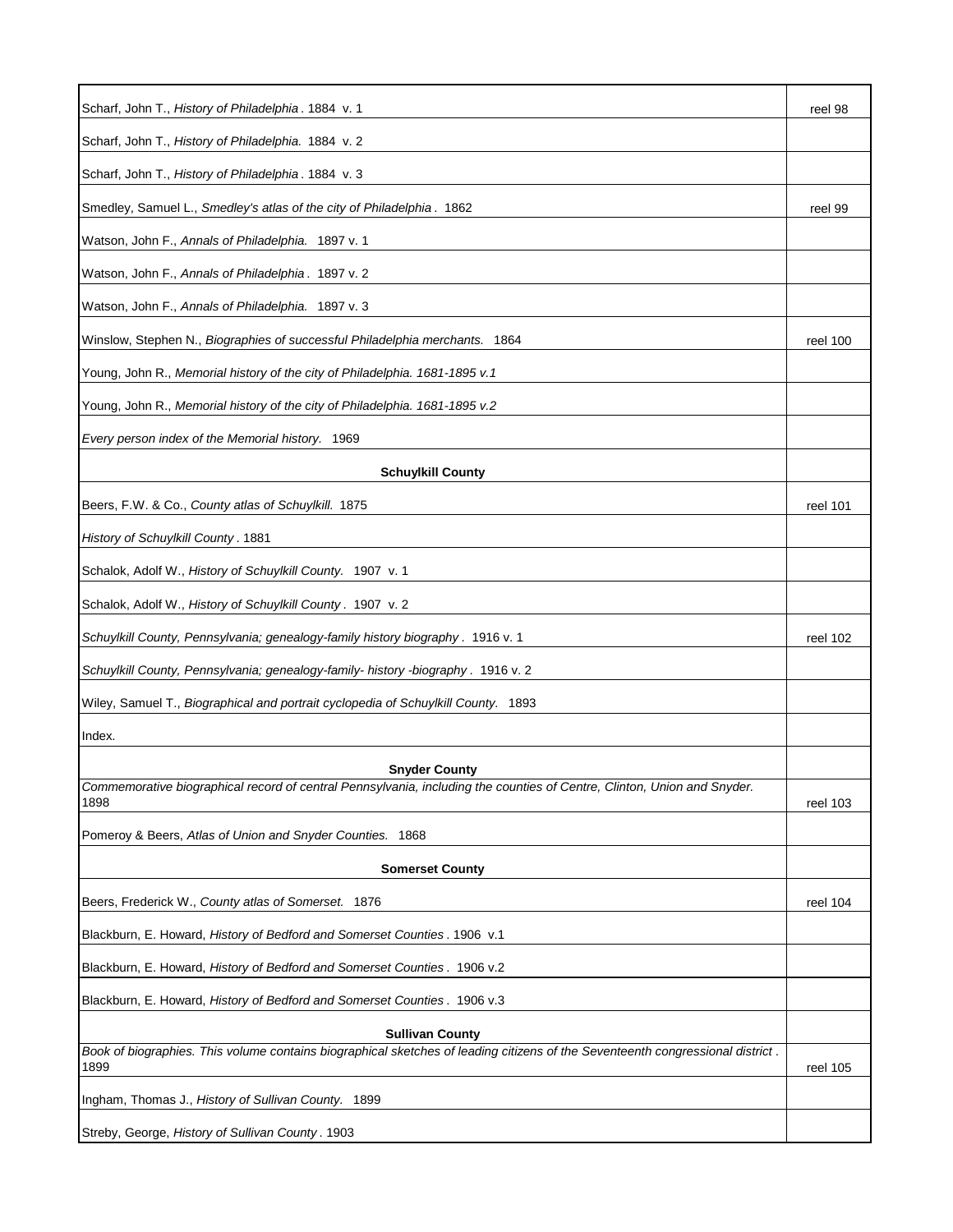| | |
|---|---|
| Scharf, John T., *History of Philadelphia*. 1884 v. 1 | reel 98 |
| Scharf, John T., *History of Philadelphia.* 1884 v. 2 | |
| Scharf, John T., *History of Philadelphia*. 1884 v. 3 | |
| Smedley, Samuel L., *Smedley's atlas of the city of Philadelphia*. 1862 | reel 99 |
| Watson, John F., *Annals of Philadelphia.* 1897 v. 1 | |
| Watson, John F., *Annals of Philadelphia*. 1897 v. 2 | |
| Watson, John F., *Annals of Philadelphia.* 1897 v. 3 | |
| Winslow, Stephen N., *Biographies of successful Philadelphia merchants.* 1864 | reel 100 |
| Young, John R., *Memorial history of the city of Philadelphia. 1681-1895 v.1* | |
| Young, John R., *Memorial history of the city of Philadelphia. 1681-1895 v.2* | |
| *Every person index of the Memorial history.* 1969 | |
| **Schuylkill County** | |
| Beers, F.W. & Co., *County atlas of Schuylkill.* 1875 | reel 101 |
| *History of Schuylkill County*. 1881 | |
| Schalok, Adolf W., *History of Schuylkill County.* 1907 v. 1 | |
| Schalok, Adolf W., *History of Schuylkill County*. 1907 v. 2 | |
| *Schuylkill County, Pennsylvania; genealogy-family history biography*. 1916 v. 1 | reel 102 |
| *Schuylkill County, Pennsylvania; genealogy-family- history -biography*. 1916 v. 2 | |
| Wiley, Samuel T., *Biographical and portrait cyclopedia of Schuylkill County.* 1893 | |
| Index. | |
| **Snyder County** | |
| *Commemorative biographical record of central Pennsylvania, including the counties of Centre, Clinton, Union and Snyder.* 1898 | reel 103 |
| Pomeroy & Beers, *Atlas of Union and Snyder Counties.* 1868 | |
| **Somerset County** | |
| Beers, Frederick W., *County atlas of Somerset.* 1876 | reel 104 |
| Blackburn, E. Howard, *History of Bedford and Somerset Counties*. 1906 v.1 | |
| Blackburn, E. Howard, *History of Bedford and Somerset Counties*. 1906 v.2 | |
| Blackburn, E. Howard, *History of Bedford and Somerset Counties*. 1906 v.3 | |
| **Sullivan County** | |
| *Book of biographies. This volume contains biographical sketches of leading citizens of the Seventeenth congressional district*. 1899 | reel 105 |
| Ingham, Thomas J., *History of Sullivan County.* 1899 | |
| Streby, George, *History of Sullivan County*. 1903 | |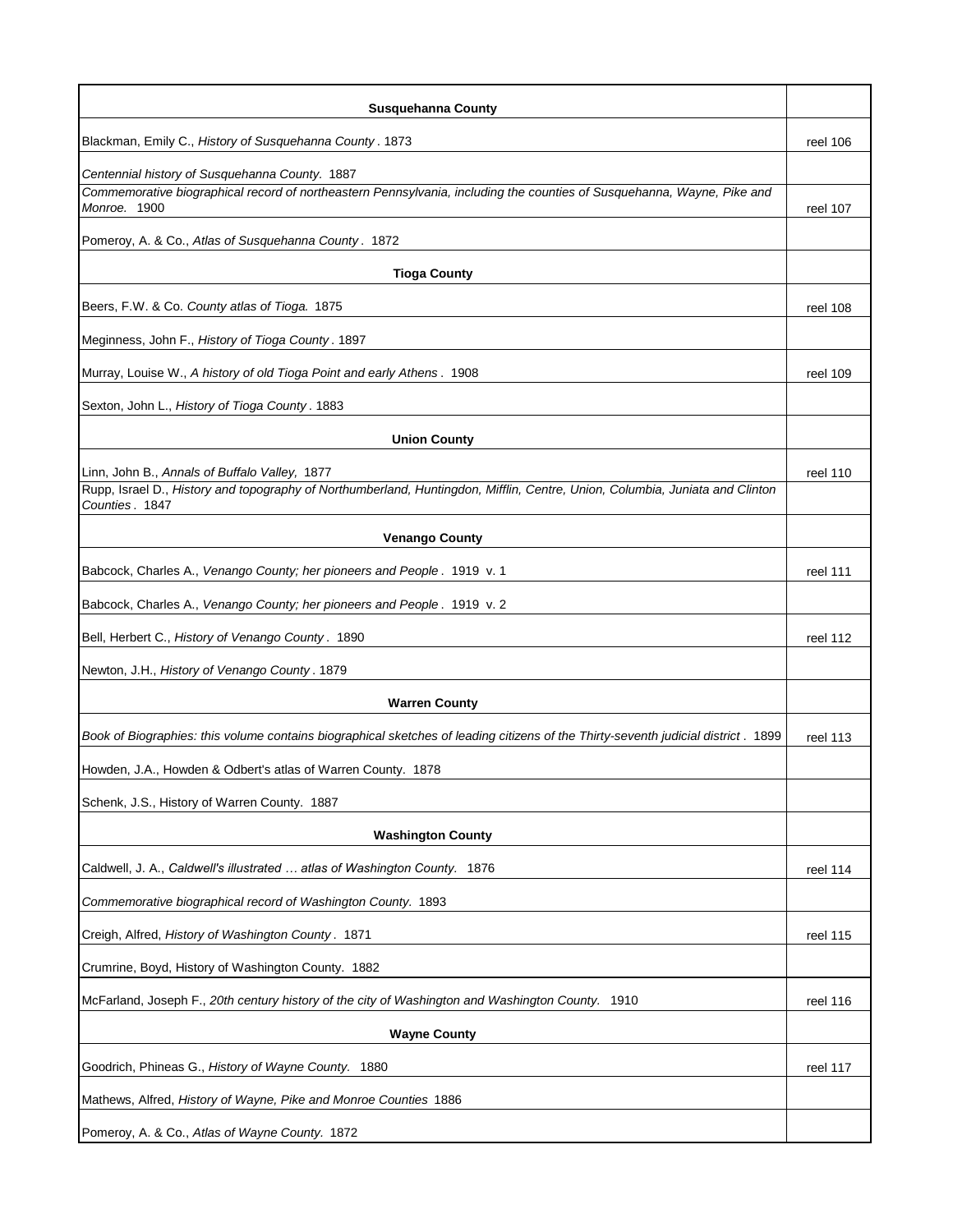| Susquehanna County | |
|---|---|
| Blackman, Emily C., *History of Susquehanna County*. 1873 | reel 106 |
| *Centennial history of Susquehanna County.* 1887 | |
| *Commemorative biographical record of northeastern Pennsylvania, including the counties of Susquehanna, Wayne, Pike and Monroe.* 1900 | reel 107 |
| Pomeroy, A. & Co., *Atlas of Susquehanna County*. 1872 | |
| **Tioga County** | |
| Beers, F.W. & Co. *County atlas of Tioga.* 1875 | reel 108 |
| Meginness, John F., *History of Tioga County*. 1897 | |
| Murray, Louise W., *A history of old Tioga Point and early Athens*. 1908 | reel 109 |
| Sexton, John L., *History of Tioga County*. 1883 | |
| **Union County** | |
| Linn, John B., *Annals of Buffalo Valley,* 1877 | reel 110 |
| Rupp, Israel D., *History and topography of Northumberland, Huntingdon, Mifflin, Centre, Union, Columbia, Juniata and Clinton Counties*. 1847 | |
| **Venango County** | |
| Babcock, Charles A., *Venango County; her pioneers and People*. 1919 v. 1 | reel 111 |
| Babcock, Charles A., *Venango County; her pioneers and People*. 1919 v. 2 | |
| Bell, Herbert C., *History of Venango County*. 1890 | reel 112 |
| Newton, J.H., *History of Venango County*. 1879 | |
| **Warren County** | |
| *Book of Biographies: this volume contains biographical sketches of leading citizens of the Thirty-seventh judicial district*. 1899 | reel 113 |
| Howden, J.A., Howden & Odbert's atlas of Warren County. 1878 | |
| Schenk, J.S., History of Warren County. 1887 | |
| **Washington County** | |
| Caldwell, J. A., *Caldwell's illustrated … atlas of Washington County.* 1876 | reel 114 |
| *Commemorative biographical record of Washington County.* 1893 | |
| Creigh, Alfred, *History of Washington County*. 1871 | reel 115 |
| Crumrine, Boyd, History of Washington County. 1882 | |
| McFarland, Joseph F., *20th century history of the city of Washington and Washington County.* 1910 | reel 116 |
| **Wayne County** | |
| Goodrich, Phineas G., *History of Wayne County.* 1880 | reel 117 |
| Mathews, Alfred, *History of Wayne, Pike and Monroe Counties* 1886 | |
| Pomeroy, A. & Co., *Atlas of Wayne County.* 1872 | |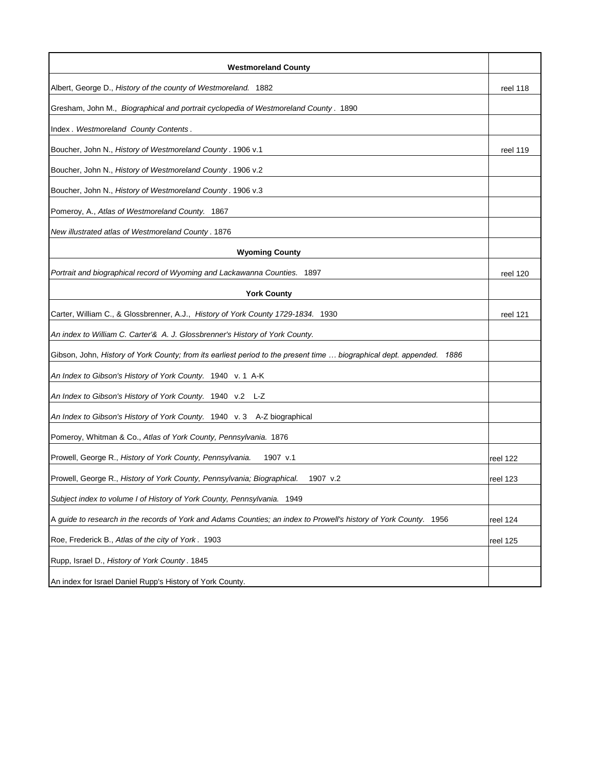| | |
|---|---|
| **Westmoreland County** | |
| Albert, George D., *History of the county of Westmoreland.* 1882 | reel 118 |
| Gresham, John M., *Biographical and portrait cyclopedia of Westmoreland County* . 1890 | |
| Index . *Westmoreland County Contents* . | |
| Boucher, John N., *History of Westmoreland County* . 1906 v.1 | reel 119 |
| Boucher, John N., *History of Westmoreland County* . 1906 v.2 | |
| Boucher, John N., *History of Westmoreland County* . 1906 v.3 | |
| Pomeroy, A., *Atlas of Westmoreland County.* 1867 | |
| *New illustrated atlas of Westmoreland County* . 1876 | |
| **Wyoming County** | |
| *Portrait and biographical record of Wyoming and Lackawanna Counties.* 1897 | reel 120 |
| **York County** | |
| Carter, William C., & Glossbrenner, A.J., *History of York County 1729-1834.* 1930 | reel 121 |
| *An index to William C. Carter'& A. J. Glossbrenner's History of York County.* | |
| Gibson, John, *History of York County; from its earliest period to the present time … biographical dept. appended. 1886* | |
| *An Index to Gibson's History of York County.* 1940 v. 1 A-K | |
| *An Index to Gibson's History of York County.* 1940 v.2 L-Z | |
| *An Index to Gibson's History of York County.* 1940 v. 3 A-Z biographical | |
| Pomeroy, Whitman & Co., *Atlas of York County, Pennsylvania.* 1876 | |
| Prowell, George R., *History of York County, Pennsylvania.* 1907 v.1 | reel 122 |
| Prowell, George R., *History of York County, Pennsylvania; Biographical.* 1907 v.2 | reel 123 |
| *Subject index to volume I of History of York County, Pennsylvania.* 1949 | |
| *A guide to research in the records of York and Adams Counties; an index to Prowell's history of York County.* 1956 | reel 124 |
| Roe, Frederick B., *Atlas of the city of York* . 1903 | reel 125 |
| Rupp, Israel D., *History of York County* . 1845 | |
| An index for Israel Daniel Rupp's History of York County. | |